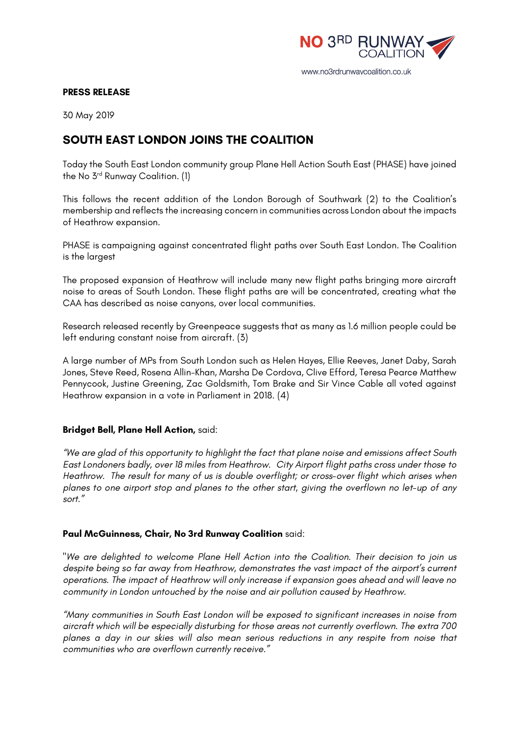NO 3RD RUNWAY COALITION

www.no3rdrunwaycoalition.co.uk

**PRESS RELEASE**

30 May 2019

## SOUTH EAST LONDON JOINS THE COALITION

Today the South East London community group Plane Hell Action South East (PHASE) have joined the No 3rd Runway Coalition. (1)

This follows the recent addition of the London Borough of Southwark (2) to the Coalition's membership and reflects the increasing concern in communities across London about the impacts of Heathrow expansion.

PHASE is campaigning against concentrated flight paths over South East London. The Coalition is the largest

The proposed expansion of Heathrow will include many new flight paths bringing more aircraft noise to areas of South London. These flight paths are will be concentrated, creating what the CAA has described as noise canyons, over local communities.

Research released recently by Greenpeace suggests that as many as 1.6 million people could be left enduring constant noise from aircraft. (3)

A large number of MPs from South London such as Helen Hayes, Ellie Reeves, Janet Daby, Sarah Jones, Steve Reed, Rosena Allin-Khan, Marsha De Cordova, Clive Efford, Teresa Pearce Matthew Pennycook, Justine Greening, Zac Goldsmith, Tom Brake and Sir Vince Cable all voted against Heathrow expansion in a vote in Parliament in 2018. (4)

**Bridget Bell, Plane Hell Action,** said:

*"We are glad of this opportunity to highlight the fact that plane noise and emissions affect South East Londoners badly, over 18 miles from Heathrow. City Airport flight paths cross under those to Heathrow. The result for many of us is double overflight; or cross-over flight which arises when planes to one airport stop and planes to the other start, giving the overflown no let-up of any sort."*

**Paul McGuinness, Chair, No 3rd Runway Coalition** said:

"*We are delighted to welcome Plane Hell Action into the Coalition. Their decision to join us despite being so far away from Heathrow, demonstrates the vast impact of the airport's current operations. The impact of Heathrow will only increase if expansion goes ahead and will leave no community in London untouched by the noise and air pollution caused by Heathrow.*

*"Many communities in South East London will be exposed to significant increases in noise from aircraft which will be especially disturbing for those areas not currently overflown. The extra 700 planes a day in our skies will also mean serious reductions in any respite from noise that communities who are overflown currently receive."*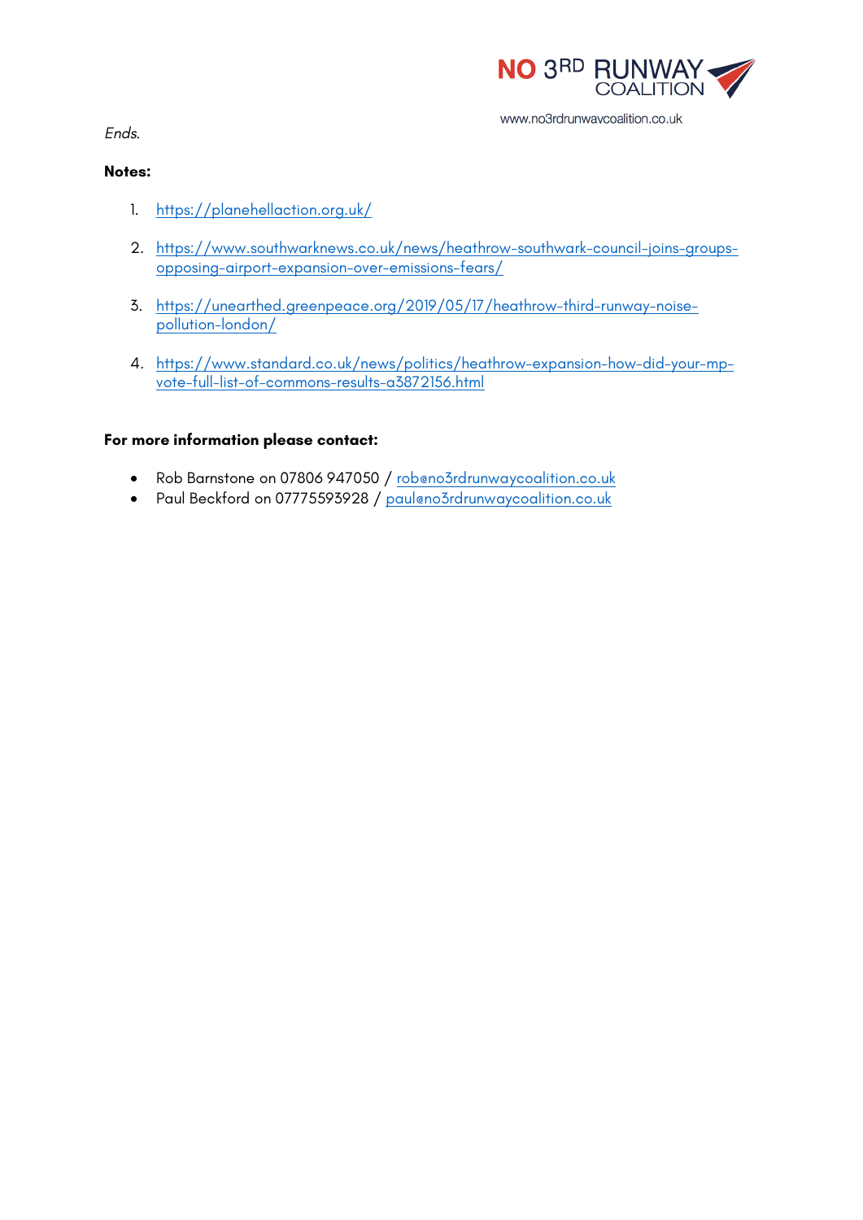*Ends.*

**Notes:**

1. https://planehellaction.org.uk/
2. https://www.southwarknews.co.uk/news/heathrow-southwark-council-joins-groups-opposing-airport-expansion-over-emissions-fears/
3. https://unearthed.greenpeace.org/2019/05/17/heathrow-third-runway-noise-pollution-london/
4. https://www.standard.co.uk/news/politics/heathrow-expansion-how-did-your-mp-vote-full-list-of-commons-results-a3872156.html

**For more information please contact:**

- Rob Barnstone on 07806 947050 / rob@no3rdrunwaycoalition.co.uk
- Paul Beckford on 07775593928 / paul@no3rdrunwaycoalition.co.uk